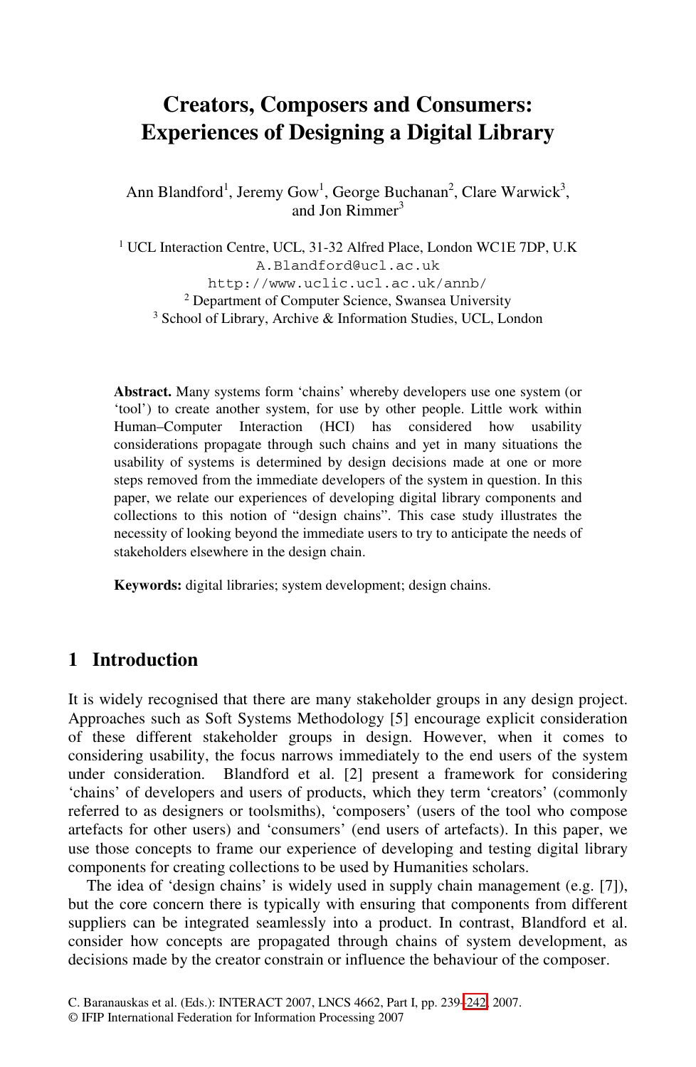# Creators, Composers and Consumers: Experiences of Designing a Digital Library

Ann Blandford[1], Jeremy Gow[1], George Buchanan[2], Clare Warwick[3], and Jon Rimmer[3]

[1] UCL Interaction Centre, UCL, 31-32 Alfred Place, London WC1E 7DP, U.K
A.Blandford@ucl.ac.uk
http://www.uclic.ucl.ac.uk/annb/
[2] Department of Computer Science, Swansea University
[3] School of Library, Archive & Information Studies, UCL, London

**Abstract.** Many systems form 'chains' whereby developers use one system (or 'tool') to create another system, for use by other people. Little work within Human–Computer Interaction (HCI) has considered how usability considerations propagate through such chains and yet in many situations the usability of systems is determined by design decisions made at one or more steps removed from the immediate developers of the system in question. In this paper, we relate our experiences of developing digital library components and collections to this notion of "design chains". This case study illustrates the necessity of looking beyond the immediate users to try to anticipate the needs of stakeholders elsewhere in the design chain.

**Keywords:** digital libraries; system development; design chains.

## 1 Introduction

It is widely recognised that there are many stakeholder groups in any design project. Approaches such as Soft Systems Methodology [5] encourage explicit consideration of these different stakeholder groups in design. However, when it comes to considering usability, the focus narrows immediately to the end users of the system under consideration. Blandford et al. [2] present a framework for considering 'chains' of developers and users of products, which they term 'creators' (commonly referred to as designers or toolsmiths), 'composers' (users of the tool who compose artefacts for other users) and 'consumers' (end users of artefacts). In this paper, we use those concepts to frame our experience of developing and testing digital library components for creating collections to be used by Humanities scholars.

The idea of 'design chains' is widely used in supply chain management (e.g. [7]), but the core concern there is typically with ensuring that components from different suppliers can be integrated seamlessly into a product. In contrast, Blandford et al. consider how concepts are propagated through chains of system development, as decisions made by the creator constrain or influence the behaviour of the composer.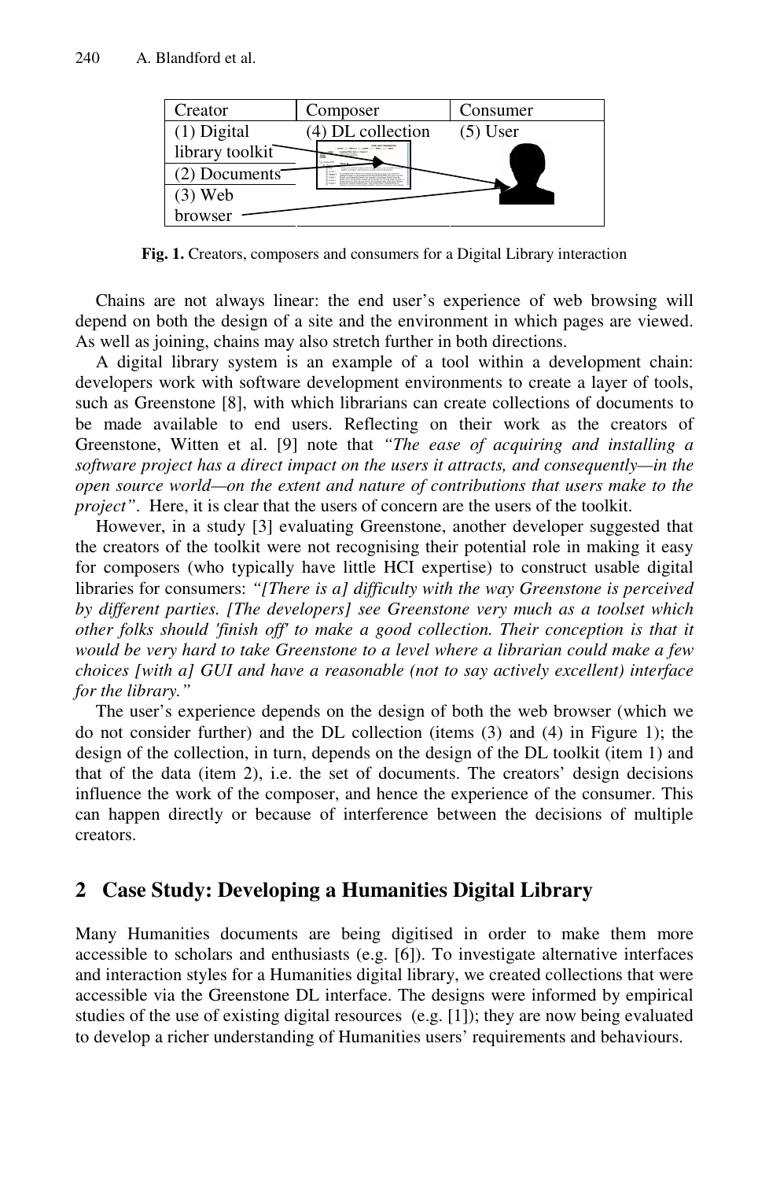| Creator | Composer | Consumer |
|---|---|---|
| (1) Digital library toolkit | (4) DL collection | (5) User |
| (2) Documents | | |
| (3) Web browser | | |

**Fig. 1.** Creators, composers and consumers for a Digital Library interaction

Chains are not always linear: the end user's experience of web browsing will depend on both the design of a site and the environment in which pages are viewed. As well as joining, chains may also stretch further in both directions.

A digital library system is an example of a tool within a development chain: developers work with software development environments to create a layer of tools, such as Greenstone [8], with which librarians can create collections of documents to be made available to end users. Reflecting on their work as the creators of Greenstone, Witten et al. [9] note that *"The ease of acquiring and installing a software project has a direct impact on the users it attracts, and consequently—in the open source world—on the extent and nature of contributions that users make to the project"*. Here, it is clear that the users of concern are the users of the toolkit.

However, in a study [3] evaluating Greenstone, another developer suggested that the creators of the toolkit were not recognising their potential role in making it easy for composers (who typically have little HCI expertise) to construct usable digital libraries for consumers: *"[There is a] difficulty with the way Greenstone is perceived by different parties. [The developers] see Greenstone very much as a toolset which other folks should 'finish off' to make a good collection. Their conception is that it would be very hard to take Greenstone to a level where a librarian could make a few choices [with a] GUI and have a reasonable (not to say actively excellent) interface for the library."*

The user's experience depends on the design of both the web browser (which we do not consider further) and the DL collection (items (3) and (4) in Figure 1); the design of the collection, in turn, depends on the design of the DL toolkit (item 1) and that of the data (item 2), i.e. the set of documents. The creators' design decisions influence the work of the composer, and hence the experience of the consumer. This can happen directly or because of interference between the decisions of multiple creators.

## 2 Case Study: Developing a Humanities Digital Library

Many Humanities documents are being digitised in order to make them more accessible to scholars and enthusiasts (e.g. [6]). To investigate alternative interfaces and interaction styles for a Humanities digital library, we created collections that were accessible via the Greenstone DL interface. The designs were informed by empirical studies of the use of existing digital resources (e.g. [1]); they are now being evaluated to develop a richer understanding of Humanities users' requirements and behaviours.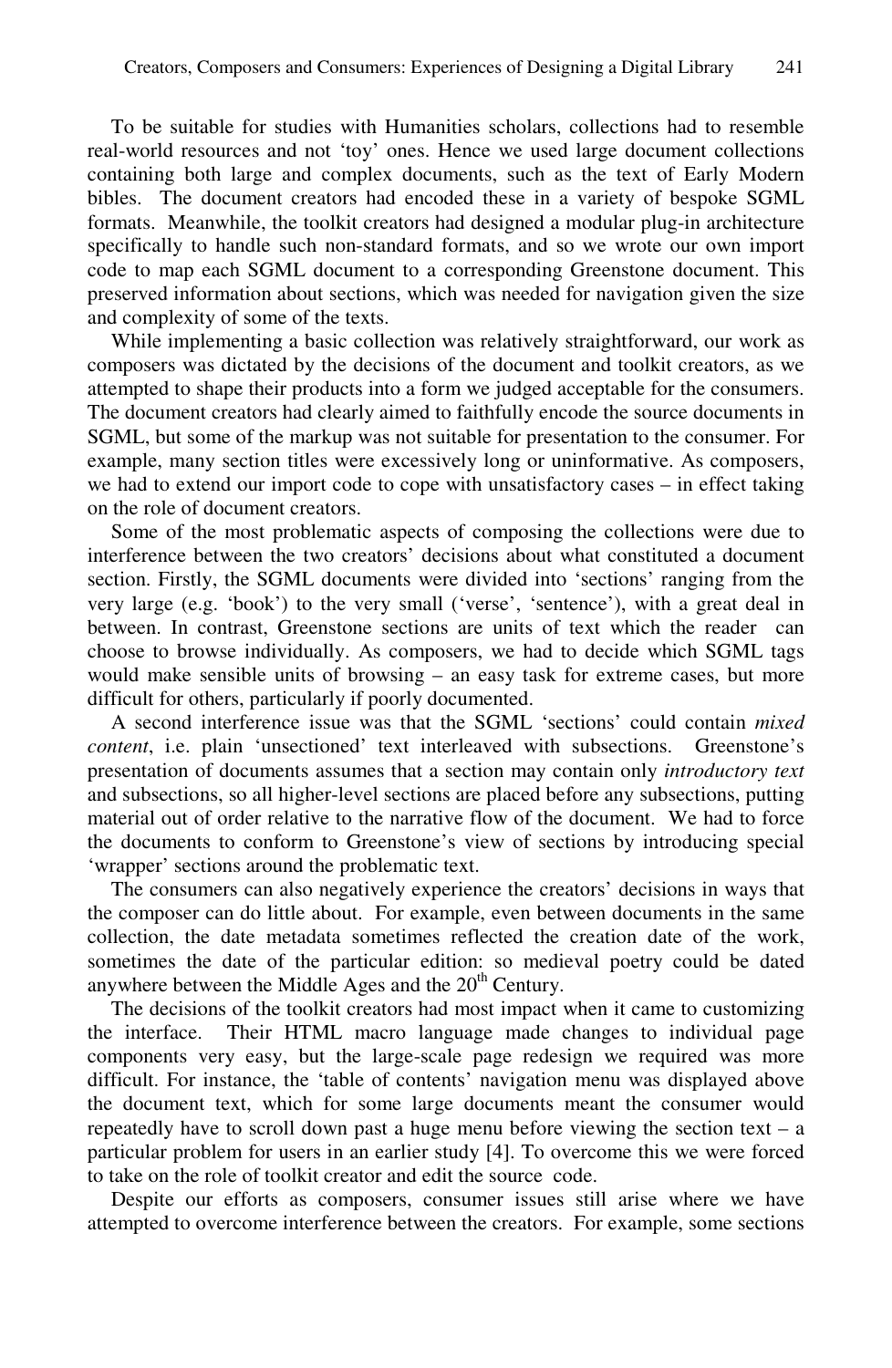To be suitable for studies with Humanities scholars, collections had to resemble real-world resources and not 'toy' ones. Hence we used large document collections containing both large and complex documents, such as the text of Early Modern bibles. The document creators had encoded these in a variety of bespoke SGML formats. Meanwhile, the toolkit creators had designed a modular plug-in architecture specifically to handle such non-standard formats, and so we wrote our own import code to map each SGML document to a corresponding Greenstone document. This preserved information about sections, which was needed for navigation given the size and complexity of some of the texts.

While implementing a basic collection was relatively straightforward, our work as composers was dictated by the decisions of the document and toolkit creators, as we attempted to shape their products into a form we judged acceptable for the consumers. The document creators had clearly aimed to faithfully encode the source documents in SGML, but some of the markup was not suitable for presentation to the consumer. For example, many section titles were excessively long or uninformative. As composers, we had to extend our import code to cope with unsatisfactory cases – in effect taking on the role of document creators.

Some of the most problematic aspects of composing the collections were due to interference between the two creators' decisions about what constituted a document section. Firstly, the SGML documents were divided into 'sections' ranging from the very large (e.g. 'book') to the very small ('verse', 'sentence'), with a great deal in between. In contrast, Greenstone sections are units of text which the reader can choose to browse individually. As composers, we had to decide which SGML tags would make sensible units of browsing – an easy task for extreme cases, but more difficult for others, particularly if poorly documented.

A second interference issue was that the SGML 'sections' could contain *mixed content*, i.e. plain 'unsectioned' text interleaved with subsections. Greenstone's presentation of documents assumes that a section may contain only *introductory text* and subsections, so all higher-level sections are placed before any subsections, putting material out of order relative to the narrative flow of the document. We had to force the documents to conform to Greenstone's view of sections by introducing special 'wrapper' sections around the problematic text.

The consumers can also negatively experience the creators' decisions in ways that the composer can do little about. For example, even between documents in the same collection, the date metadata sometimes reflected the creation date of the work, sometimes the date of the particular edition: so medieval poetry could be dated anywhere between the Middle Ages and the 20th Century.

The decisions of the toolkit creators had most impact when it came to customizing the interface. Their HTML macro language made changes to individual page components very easy, but the large-scale page redesign we required was more difficult. For instance, the 'table of contents' navigation menu was displayed above the document text, which for some large documents meant the consumer would repeatedly have to scroll down past a huge menu before viewing the section text – a particular problem for users in an earlier study [4]. To overcome this we were forced to take on the role of toolkit creator and edit the source code.

Despite our efforts as composers, consumer issues still arise where we have attempted to overcome interference between the creators. For example, some sections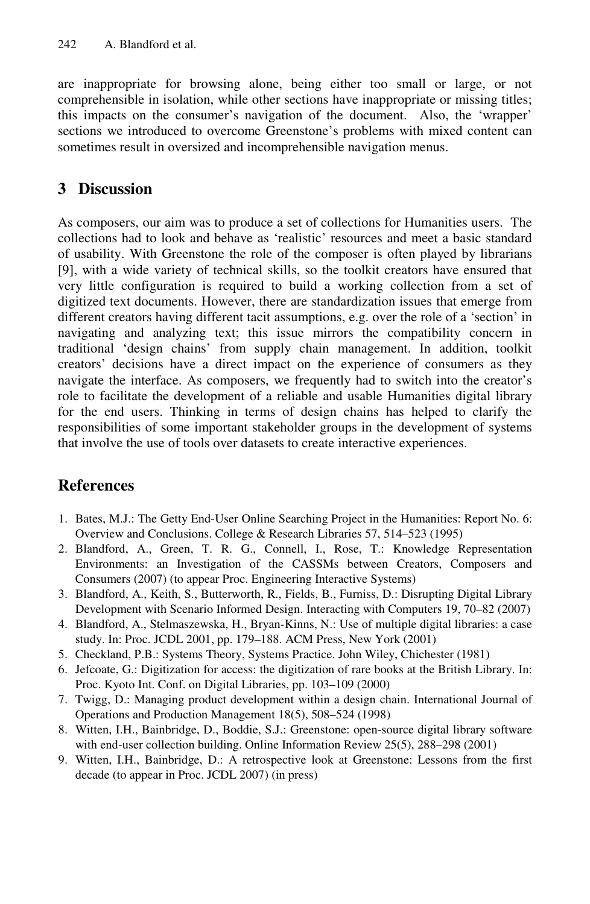are inappropriate for browsing alone, being either too small or large, or not comprehensible in isolation, while other sections have inappropriate or missing titles; this impacts on the consumer's navigation of the document. Also, the 'wrapper' sections we introduced to overcome Greenstone's problems with mixed content can sometimes result in oversized and incomprehensible navigation menus.

## 3 Discussion

As composers, our aim was to produce a set of collections for Humanities users. The collections had to look and behave as 'realistic' resources and meet a basic standard of usability. With Greenstone the role of the composer is often played by librarians [9], with a wide variety of technical skills, so the toolkit creators have ensured that very little configuration is required to build a working collection from a set of digitized text documents. However, there are standardization issues that emerge from different creators having different tacit assumptions, e.g. over the role of a 'section' in navigating and analyzing text; this issue mirrors the compatibility concern in traditional 'design chains' from supply chain management. In addition, toolkit creators' decisions have a direct impact on the experience of consumers as they navigate the interface. As composers, we frequently had to switch into the creator's role to facilitate the development of a reliable and usable Humanities digital library for the end users. Thinking in terms of design chains has helped to clarify the responsibilities of some important stakeholder groups in the development of systems that involve the use of tools over datasets to create interactive experiences.

## References

1. Bates, M.J.: The Getty End-User Online Searching Project in the Humanities: Report No. 6: Overview and Conclusions. College & Research Libraries 57, 514–523 (1995)
2. Blandford, A., Green, T. R. G., Connell, I., Rose, T.: Knowledge Representation Environments: an Investigation of the CASSMs between Creators, Composers and Consumers (2007) (to appear Proc. Engineering Interactive Systems)
3. Blandford, A., Keith, S., Butterworth, R., Fields, B., Furniss, D.: Disrupting Digital Library Development with Scenario Informed Design. Interacting with Computers 19, 70–82 (2007)
4. Blandford, A., Stelmaszewska, H., Bryan-Kinns, N.: Use of multiple digital libraries: a case study. In: Proc. JCDL 2001, pp. 179–188. ACM Press, New York (2001)
5. Checkland, P.B.: Systems Theory, Systems Practice. John Wiley, Chichester (1981)
6. Jefcoate, G.: Digitization for access: the digitization of rare books at the British Library. In: Proc. Kyoto Int. Conf. on Digital Libraries, pp. 103–109 (2000)
7. Twigg, D.: Managing product development within a design chain. International Journal of Operations and Production Management 18(5), 508–524 (1998)
8. Witten, I.H., Bainbridge, D., Boddie, S.J.: Greenstone: open-source digital library software with end-user collection building. Online Information Review 25(5), 288–298 (2001)
9. Witten, I.H., Bainbridge, D.: A retrospective look at Greenstone: Lessons from the first decade (to appear in Proc. JCDL 2007) (in press)